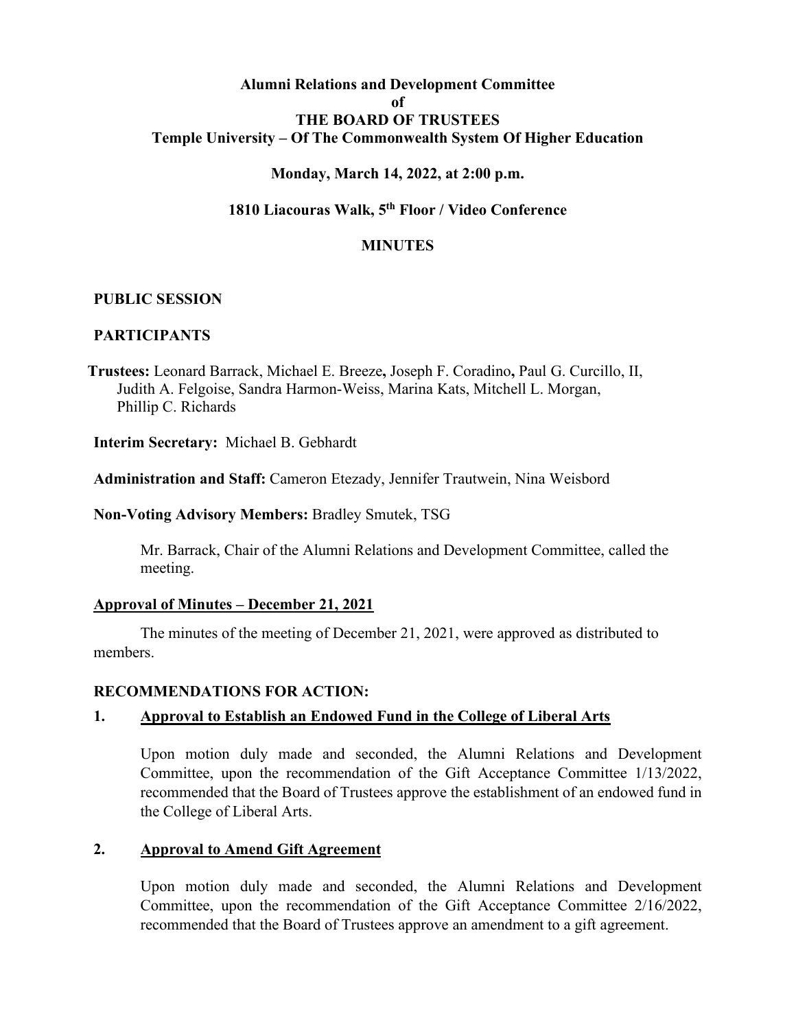# Alumni Relations and Development Committee
## of
## THE BOARD OF TRUSTEES
## Temple University – Of The Commonwealth System Of Higher Education

**Monday, March 14, 2022, at 2:00 p.m.**

**1810 Liacouras Walk, 5th Floor / Video Conference**

**MINUTES**

## PUBLIC SESSION

## PARTICIPANTS

**Trustees:** Leonard Barrack, Michael E. Breeze**,** Joseph F. Coradino**,** Paul G. Curcillo, II, Judith A. Felgoise, Sandra Harmon-Weiss, Marina Kats, Mitchell L. Morgan, Phillip C. Richards

**Interim Secretary:** Michael B. Gebhardt

**Administration and Staff:** Cameron Etezady, Jennifer Trautwein, Nina Weisbord

**Non-Voting Advisory Members:** Bradley Smutek, TSG

Mr. Barrack, Chair of the Alumni Relations and Development Committee, called the meeting.

**Approval of Minutes – December 21, 2021**

The minutes of the meeting of December 21, 2021, were approved as distributed to members.

## RECOMMENDATIONS FOR ACTION:

**1. Approval to Establish an Endowed Fund in the College of Liberal Arts**

Upon motion duly made and seconded, the Alumni Relations and Development Committee, upon the recommendation of the Gift Acceptance Committee 1/13/2022, recommended that the Board of Trustees approve the establishment of an endowed fund in the College of Liberal Arts.

**2. Approval to Amend Gift Agreement**

Upon motion duly made and seconded, the Alumni Relations and Development Committee, upon the recommendation of the Gift Acceptance Committee 2/16/2022, recommended that the Board of Trustees approve an amendment to a gift agreement.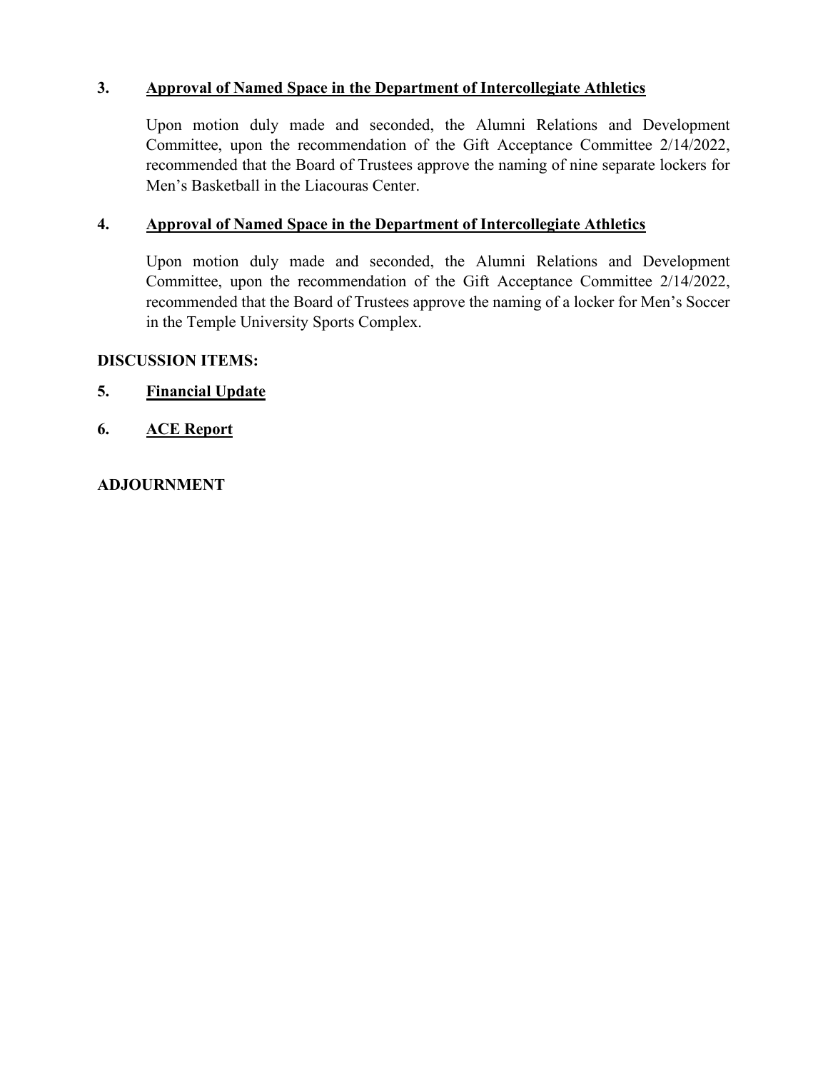**3. Approval of Named Space in the Department of Intercollegiate Athletics**

Upon motion duly made and seconded, the Alumni Relations and Development Committee, upon the recommendation of the Gift Acceptance Committee 2/14/2022, recommended that the Board of Trustees approve the naming of nine separate lockers for Men's Basketball in the Liacouras Center.

**4. Approval of Named Space in the Department of Intercollegiate Athletics**

Upon motion duly made and seconded, the Alumni Relations and Development Committee, upon the recommendation of the Gift Acceptance Committee 2/14/2022, recommended that the Board of Trustees approve the naming of a locker for Men's Soccer in the Temple University Sports Complex.

**DISCUSSION ITEMS:**

**5. Financial Update**

**6. ACE Report**

**ADJOURNMENT**